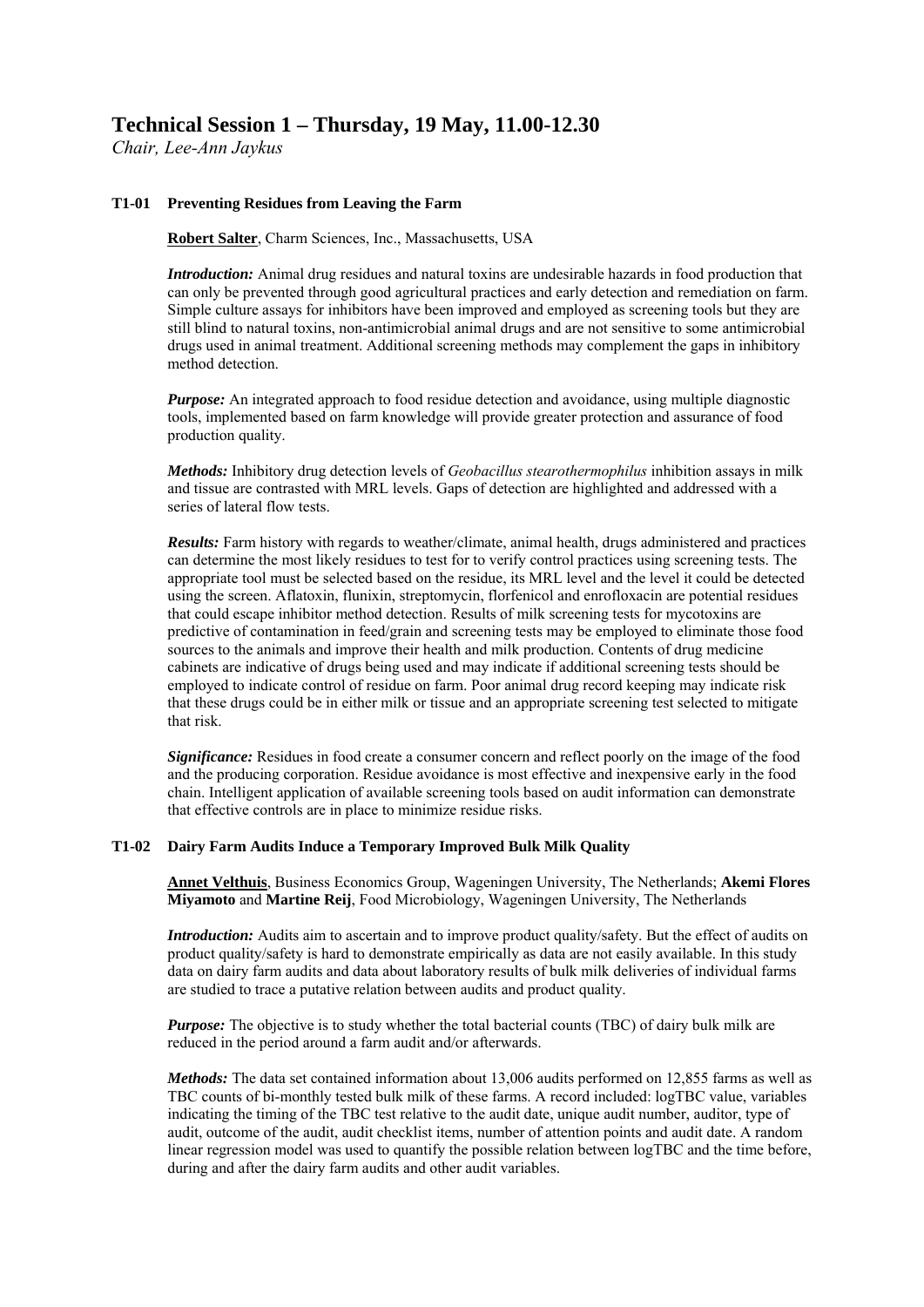# Technical Session 1 – Thursday, 19 May, 11.00-12.30

*Chair, Lee-Ann Jaykus*

### T1-01 Preventing Residues from Leaving the Farm

**Robert Salter**, Charm Sciences, Inc., Massachusetts, USA

***Introduction:*** Animal drug residues and natural toxins are undesirable hazards in food production that can only be prevented through good agricultural practices and early detection and remediation on farm. Simple culture assays for inhibitors have been improved and employed as screening tools but they are still blind to natural toxins, non-antimicrobial animal drugs and are not sensitive to some antimicrobial drugs used in animal treatment. Additional screening methods may complement the gaps in inhibitory method detection.

***Purpose:*** An integrated approach to food residue detection and avoidance, using multiple diagnostic tools, implemented based on farm knowledge will provide greater protection and assurance of food production quality.

***Methods:*** Inhibitory drug detection levels of *Geobacillus stearothermophilus* inhibition assays in milk and tissue are contrasted with MRL levels. Gaps of detection are highlighted and addressed with a series of lateral flow tests.

***Results:*** Farm history with regards to weather/climate, animal health, drugs administered and practices can determine the most likely residues to test for to verify control practices using screening tests. The appropriate tool must be selected based on the residue, its MRL level and the level it could be detected using the screen. Aflatoxin, flunixin, streptomycin, florfenicol and enrofloxacin are potential residues that could escape inhibitor method detection. Results of milk screening tests for mycotoxins are predictive of contamination in feed/grain and screening tests may be employed to eliminate those food sources to the animals and improve their health and milk production. Contents of drug medicine cabinets are indicative of drugs being used and may indicate if additional screening tests should be employed to indicate control of residue on farm. Poor animal drug record keeping may indicate risk that these drugs could be in either milk or tissue and an appropriate screening test selected to mitigate that risk.

***Significance:*** Residues in food create a consumer concern and reflect poorly on the image of the food and the producing corporation. Residue avoidance is most effective and inexpensive early in the food chain. Intelligent application of available screening tools based on audit information can demonstrate that effective controls are in place to minimize residue risks.

### T1-02 Dairy Farm Audits Induce a Temporary Improved Bulk Milk Quality

**Annet Velthuis**, Business Economics Group, Wageningen University, The Netherlands; **Akemi Flores Miyamoto** and **Martine Reij**, Food Microbiology, Wageningen University, The Netherlands

***Introduction:*** Audits aim to ascertain and to improve product quality/safety. But the effect of audits on product quality/safety is hard to demonstrate empirically as data are not easily available. In this study data on dairy farm audits and data about laboratory results of bulk milk deliveries of individual farms are studied to trace a putative relation between audits and product quality.

***Purpose:*** The objective is to study whether the total bacterial counts (TBC) of dairy bulk milk are reduced in the period around a farm audit and/or afterwards.

***Methods:*** The data set contained information about 13,006 audits performed on 12,855 farms as well as TBC counts of bi-monthly tested bulk milk of these farms. A record included: logTBC value, variables indicating the timing of the TBC test relative to the audit date, unique audit number, auditor, type of audit, outcome of the audit, audit checklist items, number of attention points and audit date. A random linear regression model was used to quantify the possible relation between logTBC and the time before, during and after the dairy farm audits and other audit variables.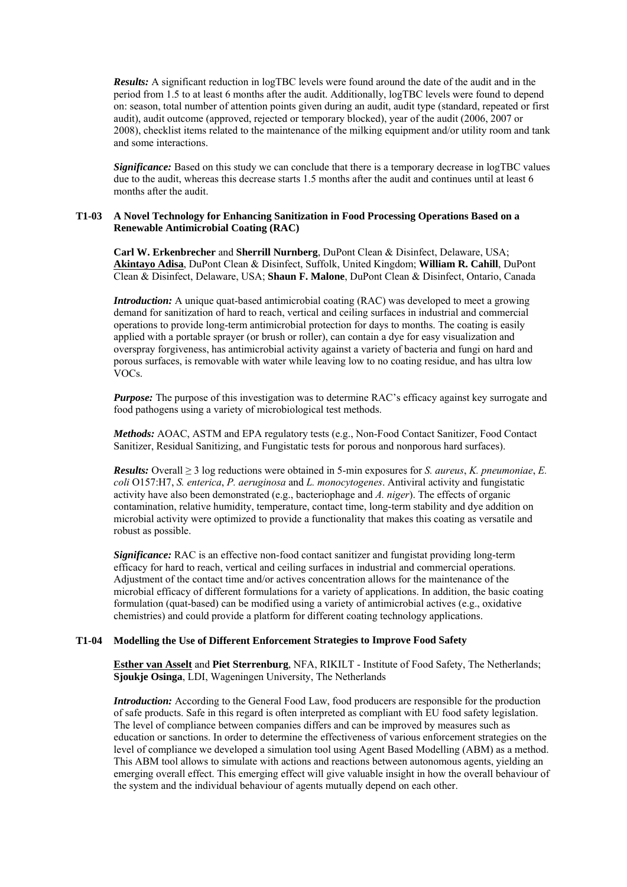***Results:*** A significant reduction in logTBC levels were found around the date of the audit and in the period from 1.5 to at least 6 months after the audit. Additionally, logTBC levels were found to depend on: season, total number of attention points given during an audit, audit type (standard, repeated or first audit), audit outcome (approved, rejected or temporary blocked), year of the audit (2006, 2007 or 2008), checklist items related to the maintenance of the milking equipment and/or utility room and tank and some interactions.

***Significance:*** Based on this study we can conclude that there is a temporary decrease in logTBC values due to the audit, whereas this decrease starts 1.5 months after the audit and continues until at least 6 months after the audit.

### T1-03 A Novel Technology for Enhancing Sanitization in Food Processing Operations Based on a Renewable Antimicrobial Coating (RAC)

**Carl W. Erkenbrecher** and **Sherrill Nurnberg**, DuPont Clean & Disinfect, Delaware, USA; <u>**Akintayo Adisa**</u>, DuPont Clean & Disinfect, Suffolk, United Kingdom; **William R. Cahill**, DuPont Clean & Disinfect, Delaware, USA; **Shaun F. Malone**, DuPont Clean & Disinfect, Ontario, Canada

***Introduction:*** A unique quat-based antimicrobial coating (RAC) was developed to meet a growing demand for sanitization of hard to reach, vertical and ceiling surfaces in industrial and commercial operations to provide long-term antimicrobial protection for days to months. The coating is easily applied with a portable sprayer (or brush or roller), can contain a dye for easy visualization and overspray forgiveness, has antimicrobial activity against a variety of bacteria and fungi on hard and porous surfaces, is removable with water while leaving low to no coating residue, and has ultra low VOCs.

***Purpose:*** The purpose of this investigation was to determine RAC's efficacy against key surrogate and food pathogens using a variety of microbiological test methods.

***Methods:*** AOAC, ASTM and EPA regulatory tests (e.g., Non-Food Contact Sanitizer, Food Contact Sanitizer, Residual Sanitizing, and Fungistatic tests for porous and nonporous hard surfaces).

***Results:*** Overall $\geq$ 3 log reductions were obtained in 5-min exposures for *S. aureus*, *K. pneumoniae*, *E. coli* O157:H7, *S. enterica*, *P. aeruginosa* and *L. monocytogenes*. Antiviral activity and fungistatic activity have also been demonstrated (e.g., bacteriophage and *A. niger*). The effects of organic contamination, relative humidity, temperature, contact time, long-term stability and dye addition on microbial activity were optimized to provide a functionality that makes this coating as versatile and robust as possible.

***Significance:*** RAC is an effective non-food contact sanitizer and fungistat providing long-term efficacy for hard to reach, vertical and ceiling surfaces in industrial and commercial operations. Adjustment of the contact time and/or actives concentration allows for the maintenance of the microbial efficacy of different formulations for a variety of applications. In addition, the basic coating formulation (quat-based) can be modified using a variety of antimicrobial actives (e.g., oxidative chemistries) and could provide a platform for different coating technology applications.

### T1-04 Modelling the Use of Different Enforcement Strategies to Improve Food Safety

<u>**Esther van Asselt**</u> and **Piet Sterrenburg**, NFA, RIKILT - Institute of Food Safety, The Netherlands; **Sjoukje Osinga**, LDI, Wageningen University, The Netherlands

***Introduction:*** According to the General Food Law, food producers are responsible for the production of safe products. Safe in this regard is often interpreted as compliant with EU food safety legislation. The level of compliance between companies differs and can be improved by measures such as education or sanctions. In order to determine the effectiveness of various enforcement strategies on the level of compliance we developed a simulation tool using Agent Based Modelling (ABM) as a method. This ABM tool allows to simulate with actions and reactions between autonomous agents, yielding an emerging overall effect. This emerging effect will give valuable insight in how the overall behaviour of the system and the individual behaviour of agents mutually depend on each other.